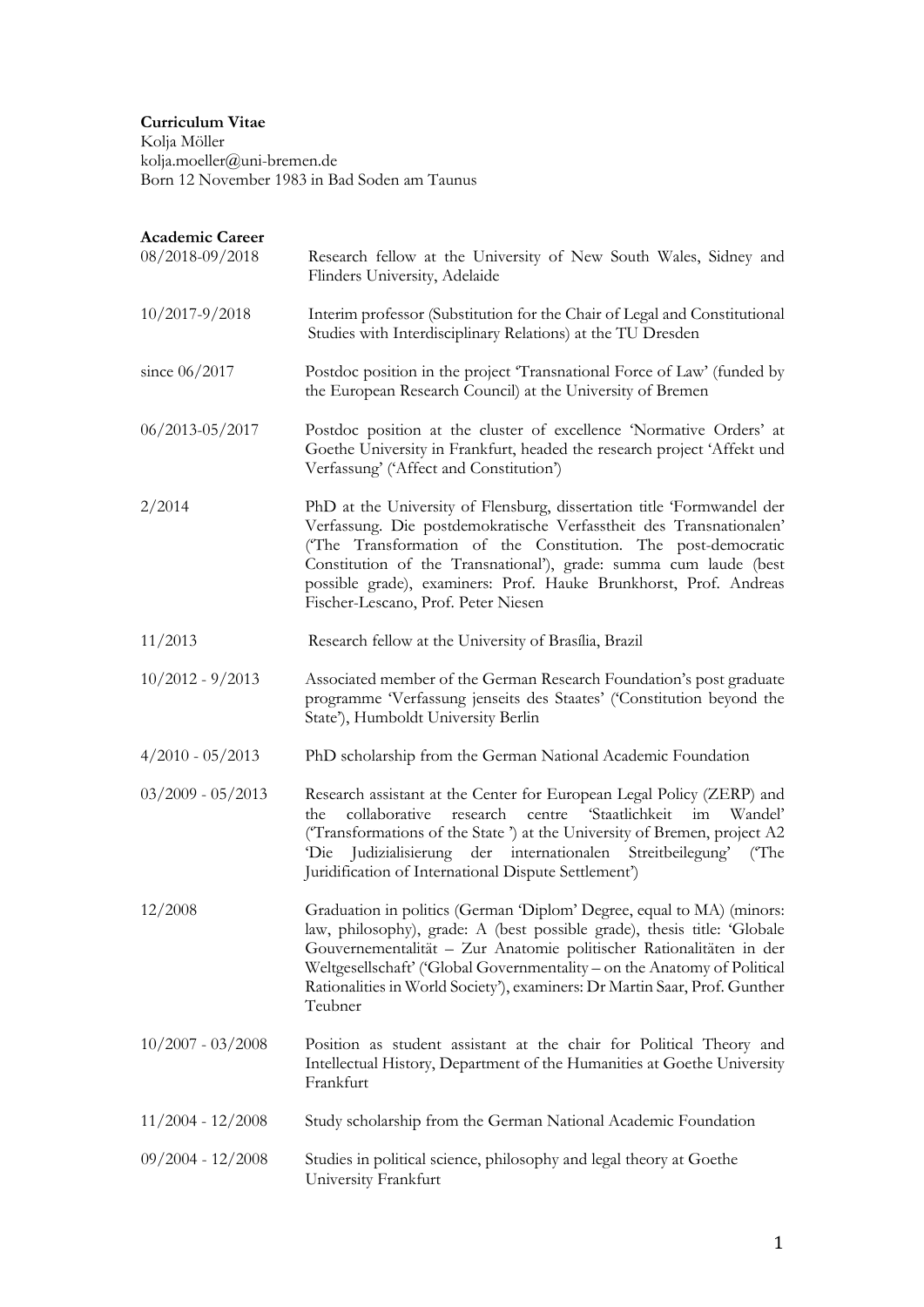**Curriculum Vitae**
Kolja Möller
kolja.moeller@uni-bremen.de
Born 12 November 1983 in Bad Soden am Taunus

**Academic Career**

| | |
|---|---|
| 08/2018-09/2018 | Research fellow at the University of New South Wales, Sidney and Flinders University, Adelaide |
| 10/2017-9/2018 | Interim professor (Substitution for the Chair of Legal and Constitutional Studies with Interdisciplinary Relations) at the TU Dresden |
| since 06/2017 | Postdoc position in the project 'Transnational Force of Law' (funded by the European Research Council) at the University of Bremen |
| 06/2013-05/2017 | Postdoc position at the cluster of excellence 'Normative Orders' at Goethe University in Frankfurt, headed the research project 'Affekt und Verfassung' ('Affect and Constitution') |
| 2/2014 | PhD at the University of Flensburg, dissertation title 'Formwandel der Verfassung. Die postdemokratische Verfasstheit des Transnationalen' ('The Transformation of the Constitution. The post-democratic Constitution of the Transnational'), grade: summa cum laude (best possible grade), examiners: Prof. Hauke Brunkhorst, Prof. Andreas Fischer-Lescano, Prof. Peter Niesen |
| 11/2013 | Research fellow at the University of Brasília, Brazil |
| 10/2012 - 9/2013 | Associated member of the German Research Foundation's post graduate programme 'Verfassung jenseits des Staates' ('Constitution beyond the State'), Humboldt University Berlin |
| 4/2010 - 05/2013 | PhD scholarship from the German National Academic Foundation |
| 03/2009 - 05/2013 | Research assistant at the Center for European Legal Policy (ZERP) and the collaborative research centre 'Staatlichkeit im Wandel' ('Transformations of the State ') at the University of Bremen, project A2 'Die Judizialisierung der internationalen Streitbeilegung' ('The Juridification of International Dispute Settlement') |
| 12/2008 | Graduation in politics (German 'Diplom' Degree, equal to MA) (minors: law, philosophy), grade: A (best possible grade), thesis title: 'Globale Gouvernementalität – Zur Anatomie politischer Rationalitäten in der Weltgesellschaft' ('Global Governmentality – on the Anatomy of Political Rationalities in World Society'), examiners: Dr Martin Saar, Prof. Gunther Teubner |
| 10/2007 - 03/2008 | Position as student assistant at the chair for Political Theory and Intellectual History, Department of the Humanities at Goethe University Frankfurt |
| 11/2004 - 12/2008 | Study scholarship from the German National Academic Foundation |
| 09/2004 - 12/2008 | Studies in political science, philosophy and legal theory at Goethe University Frankfurt |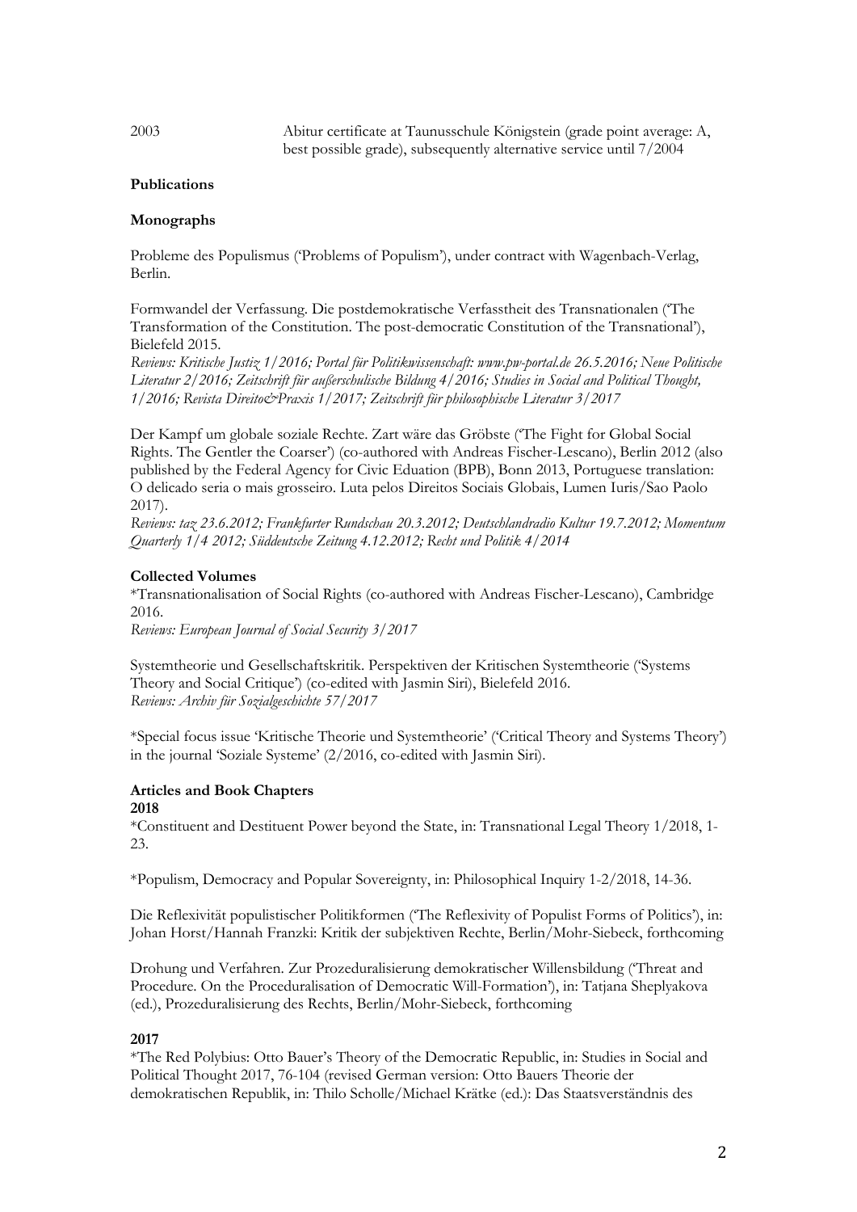2003 Abitur certificate at Taunusschule Königstein (grade point average: A, best possible grade), subsequently alternative service until 7/2004

**Publications**

**Monographs**

Probleme des Populismus ('Problems of Populism'), under contract with Wagenbach-Verlag, Berlin.

Formwandel der Verfassung. Die postdemokratische Verfasstheit des Transnationalen ('The Transformation of the Constitution. The post-democratic Constitution of the Transnational'), Bielefeld 2015.
*Reviews: Kritische Justiz 1/2016; Portal für Politikwissenschaft: www.pw-portal.de 26.5.2016; Neue Politische Literatur 2/2016; Zeitschrift für außerschulische Bildung 4/2016; Studies in Social and Political Thought, 1/2016; Revista Direito&Praxis 1/2017; Zeitschrift für philosophische Literatur 3/2017*

Der Kampf um globale soziale Rechte. Zart wäre das Gröbste ('The Fight for Global Social Rights. The Gentler the Coarser') (co-authored with Andreas Fischer-Lescano), Berlin 2012 (also published by the Federal Agency for Civic Eduation (BPB), Bonn 2013, Portuguese translation: O delicado seria o mais grosseiro. Luta pelos Direitos Sociais Globais, Lumen Iuris/Sao Paolo 2017).
*Reviews: taz 23.6.2012; Frankfurter Rundschau 20.3.2012; Deutschlandradio Kultur 19.7.2012; Momentum Quarterly 1/4 2012; Süddeutsche Zeitung 4.12.2012; Recht und Politik 4/2014*

**Collected Volumes**

*Transnationalisation of Social Rights (co-authored with Andreas Fischer-Lescano), Cambridge 2016.
*Reviews: European Journal of Social Security 3/2017*

Systemtheorie und Gesellschaftskritik. Perspektiven der Kritischen Systemtheorie ('Systems Theory and Social Critique') (co-edited with Jasmin Siri), Bielefeld 2016.
*Reviews: Archiv für Sozialgeschichte 57/2017*

*Special focus issue 'Kritische Theorie und Systemtheorie' ('Critical Theory and Systems Theory') in the journal 'Soziale Systeme' (2/2016, co-edited with Jasmin Siri).

**Articles and Book Chapters**

**2018**

*Constituent and Destituent Power beyond the State, in: Transnational Legal Theory 1/2018, 1-23.

*Populism, Democracy and Popular Sovereignty, in: Philosophical Inquiry 1-2/2018, 14-36.

Die Reflexivität populistischer Politikformen ('The Reflexivity of Populist Forms of Politics'), in: Johan Horst/Hannah Franzki: Kritik der subjektiven Rechte, Berlin/Mohr-Siebeck, forthcoming

Drohung und Verfahren. Zur Prozeduralisierung demokratischer Willensbildung ('Threat and Procedure. On the Proceduralisation of Democratic Will-Formation'), in: Tatjana Sheplyakova (ed.), Prozeduralisierung des Rechts, Berlin/Mohr-Siebeck, forthcoming

**2017**

*The Red Polybius: Otto Bauer's Theory of the Democratic Republic, in: Studies in Social and Political Thought 2017, 76-104 (revised German version: Otto Bauers Theorie der demokratischen Republik, in: Thilo Scholle/Michael Krätke (ed.): Das Staatsverständnis des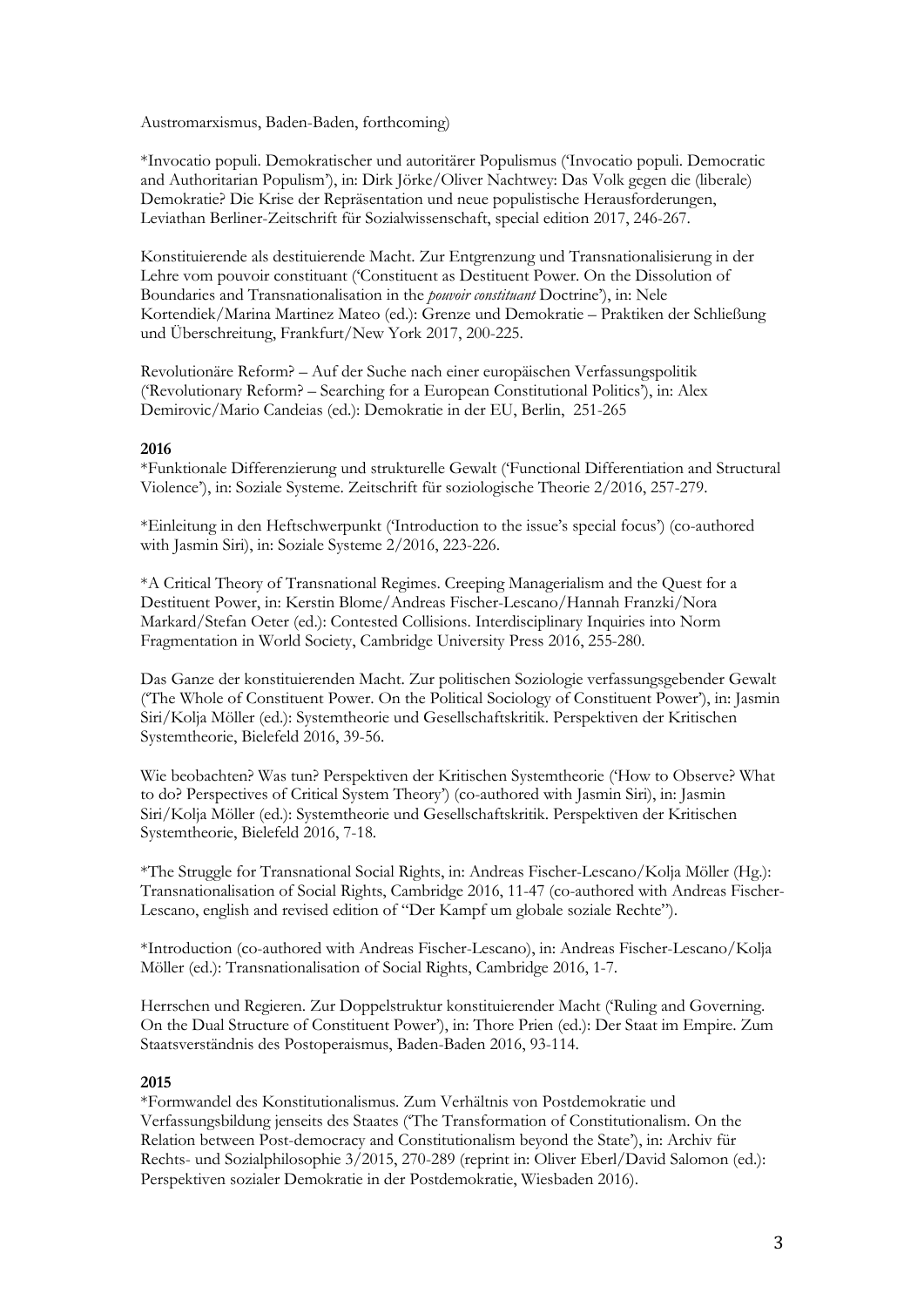Austromarxismus, Baden-Baden, forthcoming)

*Invocatio populi. Demokratischer und autoritärer Populismus ('Invocatio populi. Democratic and Authoritarian Populism'), in: Dirk Jörke/Oliver Nachtwey: Das Volk gegen die (liberale) Demokratie? Die Krise der Repräsentation und neue populistische Herausforderungen, Leviathan Berliner-Zeitschrift für Sozialwissenschaft, special edition 2017, 246-267.

Konstituierende als destituierende Macht. Zur Entgrenzung und Transnationalisierung in der Lehre vom pouvoir constituant ('Constituent as Destituent Power. On the Dissolution of Boundaries and Transnationalisation in the *pouvoir constituant* Doctrine'), in: Nele Kortendiek/Marina Martinez Mateo (ed.): Grenze und Demokratie – Praktiken der Schließung und Überschreitung, Frankfurt/New York 2017, 200-225.

Revolutionäre Reform? – Auf der Suche nach einer europäischen Verfassungspolitik ('Revolutionary Reform? – Searching for a European Constitutional Politics'), in: Alex Demirovic/Mario Candeias (ed.): Demokratie in der EU, Berlin, 251-265

**2016**

*Funktionale Differenzierung und strukturelle Gewalt ('Functional Differentiation and Structural Violence'), in: Soziale Systeme. Zeitschrift für soziologische Theorie 2/2016, 257-279.

*Einleitung in den Heftschwerpunkt ('Introduction to the issue's special focus') (co-authored with Jasmin Siri), in: Soziale Systeme 2/2016, 223-226.

*A Critical Theory of Transnational Regimes. Creeping Managerialism and the Quest for a Destituent Power, in: Kerstin Blome/Andreas Fischer-Lescano/Hannah Franzki/Nora Markard/Stefan Oeter (ed.): Contested Collisions. Interdisciplinary Inquiries into Norm Fragmentation in World Society, Cambridge University Press 2016, 255-280.

Das Ganze der konstituierenden Macht. Zur politischen Soziologie verfassungsgebender Gewalt ('The Whole of Constituent Power. On the Political Sociology of Constituent Power'), in: Jasmin Siri/Kolja Möller (ed.): Systemtheorie und Gesellschaftskritik. Perspektiven der Kritischen Systemtheorie, Bielefeld 2016, 39-56.

Wie beobachten? Was tun? Perspektiven der Kritischen Systemtheorie ('How to Observe? What to do? Perspectives of Critical System Theory') (co-authored with Jasmin Siri), in: Jasmin Siri/Kolja Möller (ed.): Systemtheorie und Gesellschaftskritik. Perspektiven der Kritischen Systemtheorie, Bielefeld 2016, 7-18.

*The Struggle for Transnational Social Rights, in: Andreas Fischer-Lescano/Kolja Möller (Hg.): Transnationalisation of Social Rights, Cambridge 2016, 11-47 (co-authored with Andreas Fischer-Lescano, english and revised edition of "Der Kampf um globale soziale Rechte").

*Introduction (co-authored with Andreas Fischer-Lescano), in: Andreas Fischer-Lescano/Kolja Möller (ed.): Transnationalisation of Social Rights, Cambridge 2016, 1-7.

Herrschen und Regieren. Zur Doppelstruktur konstituierender Macht ('Ruling and Governing. On the Dual Structure of Constituent Power'), in: Thore Prien (ed.): Der Staat im Empire. Zum Staatsverständnis des Postoperaismus, Baden-Baden 2016, 93-114.

**2015**

*Formwandel des Konstitutionalismus. Zum Verhältnis von Postdemokratie und Verfassungsbildung jenseits des Staates ('The Transformation of Constitutionalism. On the Relation between Post-democracy and Constitutionalism beyond the State'), in: Archiv für Rechts- und Sozialphilosophie 3/2015, 270-289 (reprint in: Oliver Eberl/David Salomon (ed.): Perspektiven sozialer Demokratie in der Postdemokratie, Wiesbaden 2016).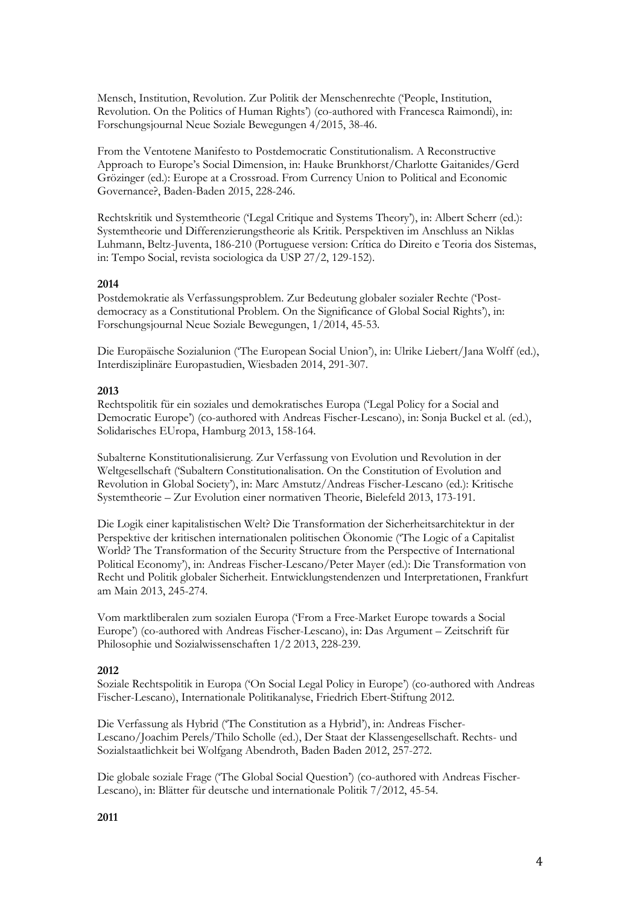Mensch, Institution, Revolution. Zur Politik der Menschenrechte ('People, Institution, Revolution. On the Politics of Human Rights') (co-authored with Francesca Raimondi), in: Forschungsjournal Neue Soziale Bewegungen 4/2015, 38-46.

From the Ventotene Manifesto to Postdemocratic Constitutionalism. A Reconstructive Approach to Europe's Social Dimension, in: Hauke Brunkhorst/Charlotte Gaitanides/Gerd Grözinger (ed.): Europe at a Crossroad. From Currency Union to Political and Economic Governance?, Baden-Baden 2015, 228-246.

Rechtskritik und Systemtheorie ('Legal Critique and Systems Theory'), in: Albert Scherr (ed.): Systemtheorie und Differenzierungstheorie als Kritik. Perspektiven im Anschluss an Niklas Luhmann, Beltz-Juventa, 186-210 (Portuguese version: Crítica do Direito e Teoria dos Sistemas, in: Tempo Social, revista sociologica da USP 27/2, 129-152).

**2014**

Postdemokratie als Verfassungsproblem. Zur Bedeutung globaler sozialer Rechte ('Post-democracy as a Constitutional Problem. On the Significance of Global Social Rights'), in: Forschungsjournal Neue Soziale Bewegungen, 1/2014, 45-53.

Die Europäische Sozialunion ('The European Social Union'), in: Ulrike Liebert/Jana Wolff (ed.), Interdisziplinäre Europastudien, Wiesbaden 2014, 291-307.

**2013**

Rechtspolitik für ein soziales und demokratisches Europa ('Legal Policy for a Social and Democratic Europe') (co-authored with Andreas Fischer-Lescano), in: Sonja Buckel et al. (ed.), Solidarisches EUropa, Hamburg 2013, 158-164.

Subalterne Konstitutionalisierung. Zur Verfassung von Evolution und Revolution in der Weltgesellschaft ('Subaltern Constitutionalisation. On the Constitution of Evolution and Revolution in Global Society'), in: Marc Amstutz/Andreas Fischer-Lescano (ed.): Kritische Systemtheorie – Zur Evolution einer normativen Theorie, Bielefeld 2013, 173-191.

Die Logik einer kapitalistischen Welt? Die Transformation der Sicherheitsarchitektur in der Perspektive der kritischen internationalen politischen Ökonomie ('The Logic of a Capitalist World? The Transformation of the Security Structure from the Perspective of International Political Economy'), in: Andreas Fischer-Lescano/Peter Mayer (ed.): Die Transformation von Recht und Politik globaler Sicherheit. Entwicklungstendenzen und Interpretationen, Frankfurt am Main 2013, 245-274.

Vom marktliberalen zum sozialen Europa ('From a Free-Market Europe towards a Social Europe') (co-authored with Andreas Fischer-Lescano), in: Das Argument – Zeitschrift für Philosophie und Sozialwissenschaften 1/2 2013, 228-239.

**2012**

Soziale Rechtspolitik in Europa ('On Social Legal Policy in Europe') (co-authored with Andreas Fischer-Lescano), Internationale Politikanalyse, Friedrich Ebert-Stiftung 2012.

Die Verfassung als Hybrid ('The Constitution as a Hybrid'), in: Andreas Fischer-Lescano/Joachim Perels/Thilo Scholle (ed.), Der Staat der Klassengesellschaft. Rechts- und Sozialstaatlichkeit bei Wolfgang Abendroth, Baden Baden 2012, 257-272.

Die globale soziale Frage ('The Global Social Question') (co-authored with Andreas Fischer-Lescano), in: Blätter für deutsche und internationale Politik 7/2012, 45-54.

**2011**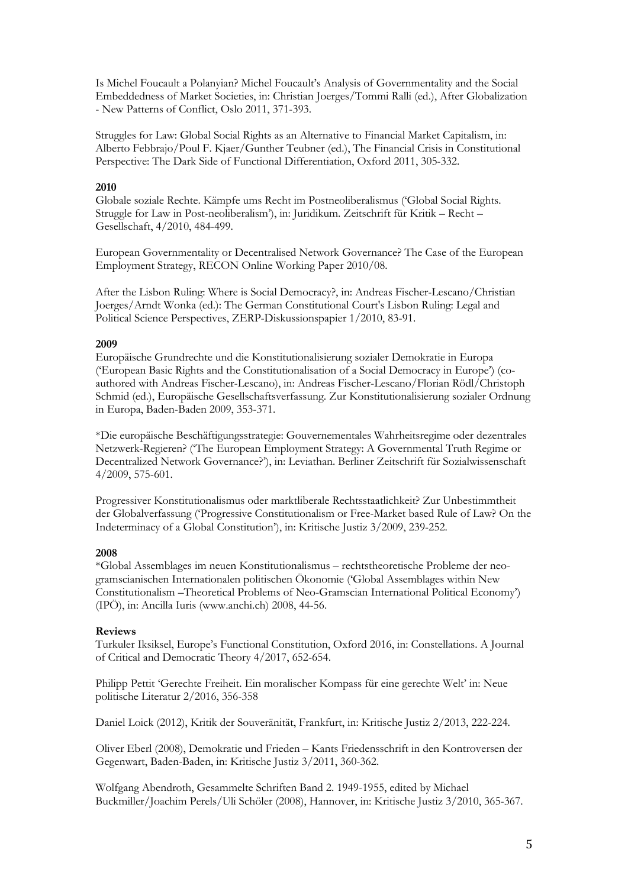Is Michel Foucault a Polanyian? Michel Foucault's Analysis of Governmentality and the Social Embeddedness of Market Societies, in: Christian Joerges/Tommi Ralli (ed.), After Globalization - New Patterns of Conflict, Oslo 2011, 371-393.

Struggles for Law: Global Social Rights as an Alternative to Financial Market Capitalism, in: Alberto Febbrajo/Poul F. Kjaer/Gunther Teubner (ed.), The Financial Crisis in Constitutional Perspective: The Dark Side of Functional Differentiation, Oxford 2011, 305-332.

**2010**

Globale soziale Rechte. Kämpfe ums Recht im Postneoliberalismus ('Global Social Rights. Struggle for Law in Post-neoliberalism'), in: Juridikum. Zeitschrift für Kritik – Recht – Gesellschaft, 4/2010, 484-499.

European Governmentality or Decentralised Network Governance? The Case of the European Employment Strategy, RECON Online Working Paper 2010/08.

After the Lisbon Ruling: Where is Social Democracy?, in: Andreas Fischer-Lescano/Christian Joerges/Arndt Wonka (ed.): The German Constitutional Court's Lisbon Ruling: Legal and Political Science Perspectives, ZERP-Diskussionspapier 1/2010, 83-91.

**2009**

Europäische Grundrechte und die Konstitutionalisierung sozialer Demokratie in Europa ('European Basic Rights and the Constitutionalisation of a Social Democracy in Europe') (co-authored with Andreas Fischer-Lescano), in: Andreas Fischer-Lescano/Florian Rödl/Christoph Schmid (ed.), Europäische Gesellschaftsverfassung. Zur Konstitutionalisierung sozialer Ordnung in Europa, Baden-Baden 2009, 353-371.

*Die europäische Beschäftigungsstrategie: Gouvernementales Wahrheitsregime oder dezentrales Netzwerk-Regieren? ('The European Employment Strategy: A Governmental Truth Regime or Decentralized Network Governance?'), in: Leviathan. Berliner Zeitschrift für Sozialwissenschaft 4/2009, 575-601.

Progressiver Konstitutionalismus oder marktliberale Rechtsstaatlichkeit? Zur Unbestimmtheit der Globalverfassung ('Progressive Constitutionalism or Free-Market based Rule of Law? On the Indeterminacy of a Global Constitution'), in: Kritische Justiz 3/2009, 239-252.

**2008**

*Global Assemblages im neuen Konstitutionalismus – rechtstheoretische Probleme der neo-gramscianischen Internationalen politischen Ökonomie ('Global Assemblages within New Constitutionalism –Theoretical Problems of Neo-Gramscian International Political Economy') (IPÖ), in: Ancilla Iuris (www.anchi.ch) 2008, 44-56.

**Reviews**

Turkuler Iksiksel, Europe's Functional Constitution, Oxford 2016, in: Constellations. A Journal of Critical and Democratic Theory 4/2017, 652-654.

Philipp Pettit 'Gerechte Freiheit. Ein moralischer Kompass für eine gerechte Welt' in: Neue politische Literatur 2/2016, 356-358

Daniel Loick (2012), Kritik der Souveränität, Frankfurt, in: Kritische Justiz 2/2013, 222-224.

Oliver Eberl (2008), Demokratie und Frieden – Kants Friedensschrift in den Kontroversen der Gegenwart, Baden-Baden, in: Kritische Justiz 3/2011, 360-362.

Wolfgang Abendroth, Gesammelte Schriften Band 2. 1949-1955, edited by Michael Buckmiller/Joachim Perels/Uli Schöler (2008), Hannover, in: Kritische Justiz 3/2010, 365-367.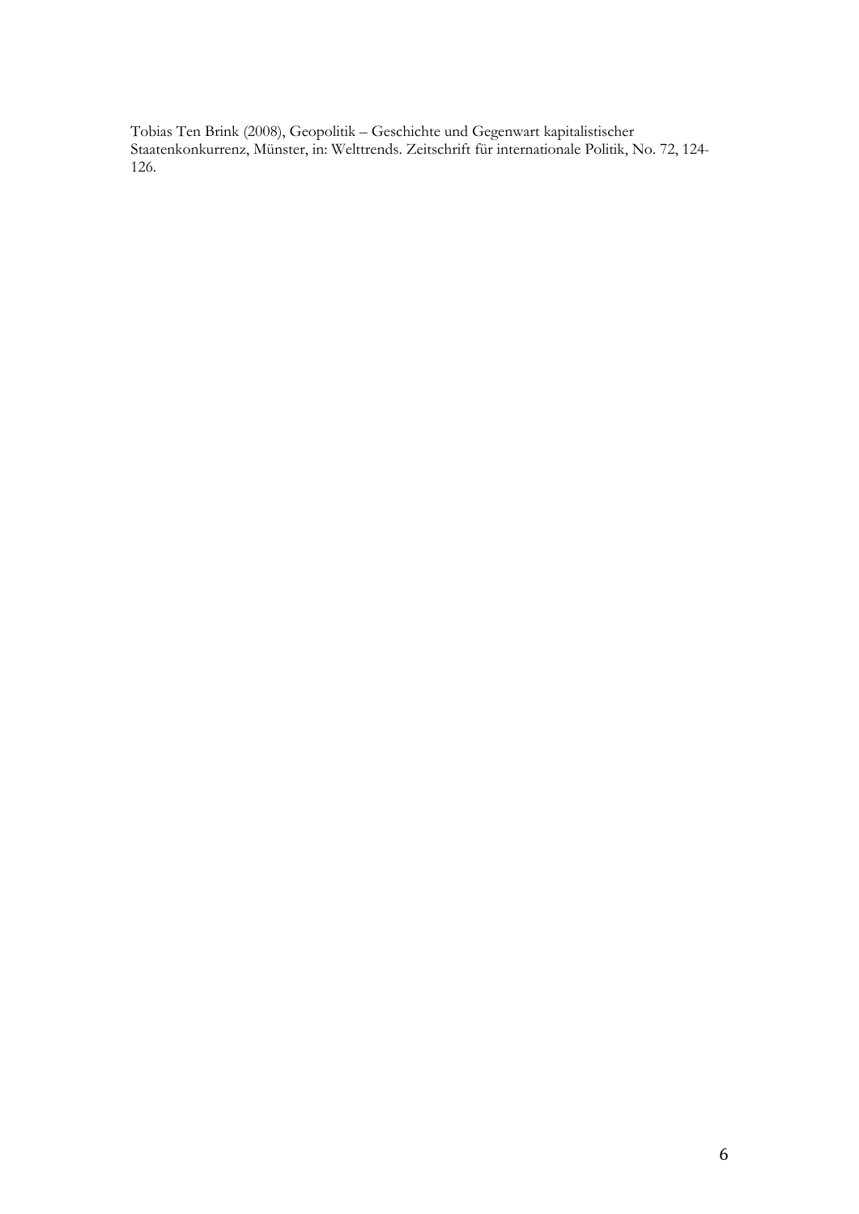Tobias Ten Brink (2008), Geopolitik – Geschichte und Gegenwart kapitalistischer Staatenkonkurrenz, Münster, in: Welttrends. Zeitschrift für internationale Politik, No. 72, 124-126.